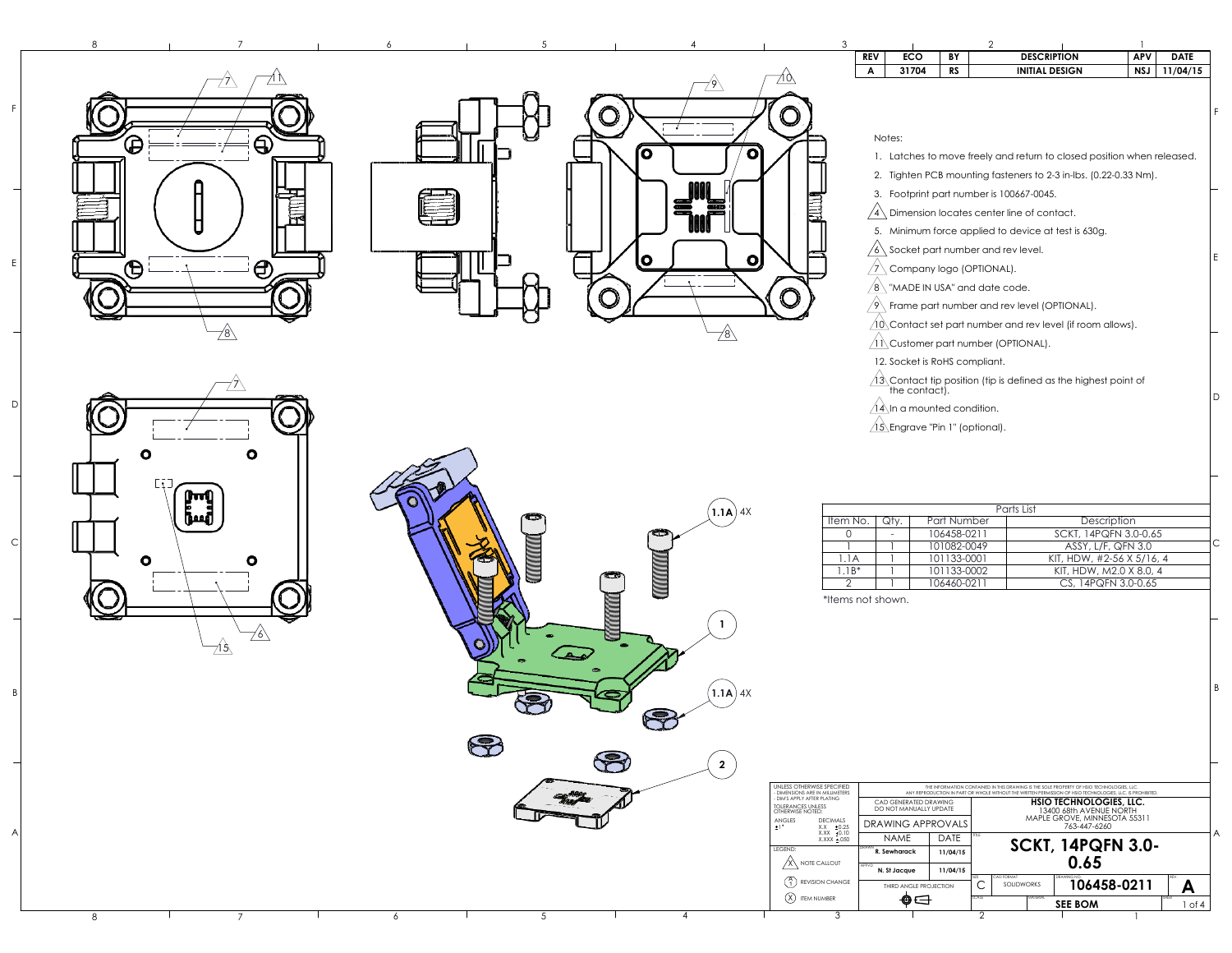| REV | ECO | BY | DESCRIPTION | APV | DATE |
|---|---|---|---|---|---|
| A | 31704 | RS | INITIAL DESIGN | NSJ | 11/04/15 |

Notes:

1. Latches to move freely and return to closed position when released.
2. Tighten PCB mounting fasteners to 2-3 in-lbs. (0.22-0.33 Nm).
3. Footprint part number is 100667-0045.
4. Dimension locates center line of contact.
5. Minimum force applied to device at test is 630g.
6. Socket part number and rev level.
7. Company logo (OPTIONAL).
8. "MADE IN USA" and date code.
9. Frame part number and rev level (OPTIONAL).
10. Contact set part number and rev level (if room allows).
11. Customer part number (OPTIONAL).
12. Socket is RoHS compliant.
13. Contact tip position (tip is defined as the highest point of the contact).
14. In a mounted condition.
15. Engrave "Pin 1" (optional).

Parts List

| Item No. | Qty. | Part Number | Description |
|---|---|---|---|
| 0 | - | 106458-0211 | SCKT, 14PQFN 3.0-0.65 |
| 1 | 1 | 101082-0049 | ASSY, L/F, QFN 3.0 |
| 1.1A | 1 | 101133-0001 | KIT, HDW, #2-56 X 5/16, 4 |
| 1.1B* | 1 | 101133-0002 | KIT, HDW, M2.0 X 8.0, 4 |
| 2 | 1 | 106460-0211 | CS, 14PQFN 3.0-0.65 |

*Items not shown.

UNLESS OTHERWISE SPECIFIED
- DIMENSIONS ARE IN MILLIMETERS
- DIM'S APPLY AFTER PLATING
TOLERANCES UNLESS OTHERWISE NOTED:
ANGLES ±1°
DECIMALS X.X ±0.25, X.XX ±0.10, X.XXX ±.050

LEGEND: NOTE CALLOUT; REVISION CHANGE; ITEM NUMBER

THE INFORMATION CONTAINED IN THIS DRAWING IS THE SOLE PROPERTY OF HSIO TECHNOLOGIES, LLC. ANY REPRODUCTION IN PART OR WHOLE WITHOUT THE WRITTEN PERMISSION OF HSIO TECHNOLOGIES, LLC. IS PROHIBITED.

CAD GENERATED DRAWING — DO NOT MANUALLY UPDATE

| DRAWING APPROVALS | NAME | DATE |
|---|---|---|
| DRAWN | R. Sewharack | 11/04/15 |
| APPVD | N. St Jacque | 11/04/15 |

THIRD ANGLE PROJECTION

**HSIO TECHNOLOGIES, LLC.**
13400 68th AVENUE NORTH
MAPLE GROVE, MINNESOTA 55311
763-447-6260

TITLE: **SCKT, 14PQFN 3.0-0.65**

SIZE: C — CAD FORMAT: SOLIDWORKS — DRAWING NO: **106458-0211** — REV: **A**

MATERIAL: **SEE BOM** — SHEET: 1 of 4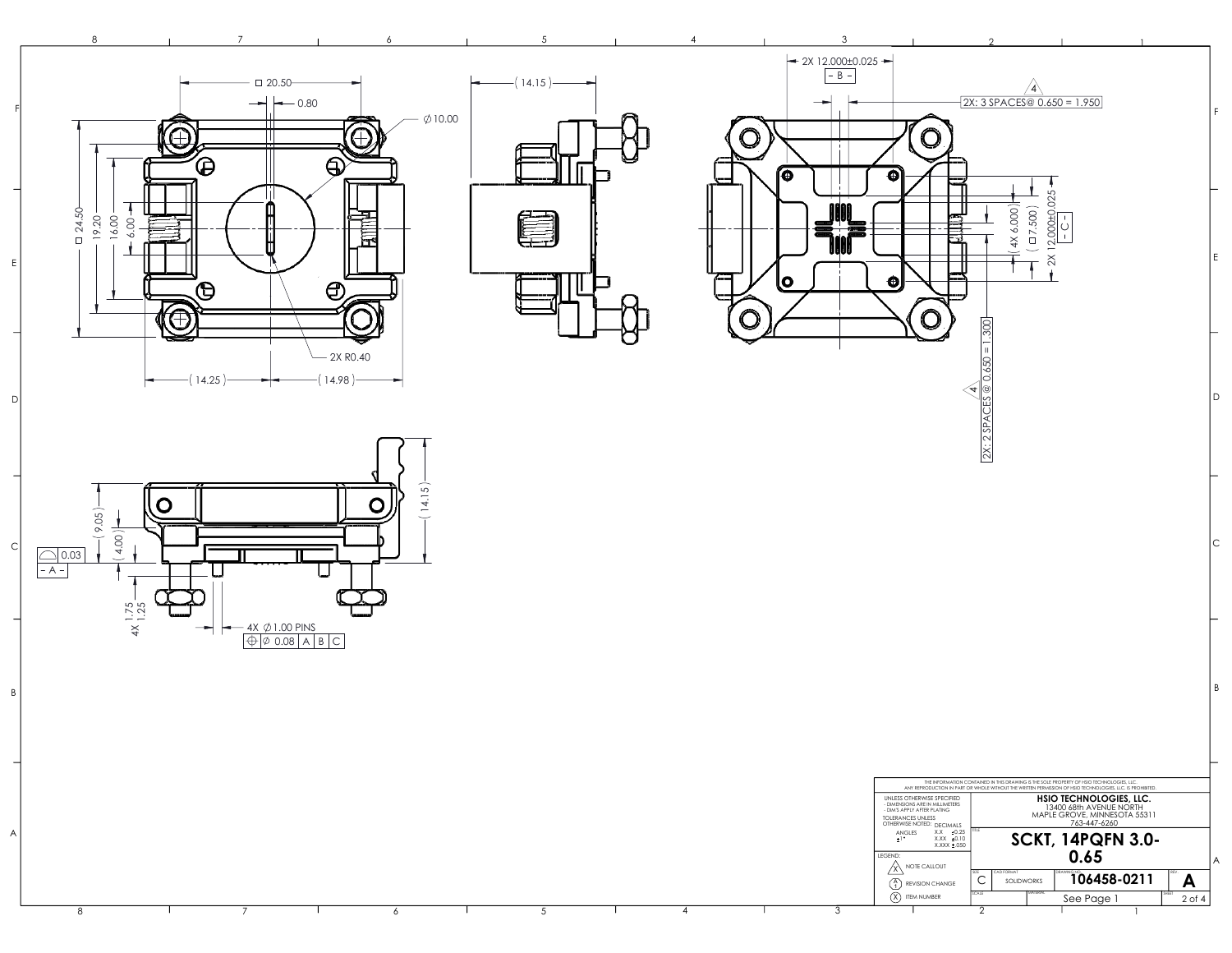□ 20.50

0.80

⌀10.00

□ 24.50

19.20

16.00

6.00

2X R0.40

(14.25)

(14.98)

(14.15)

2X 12.000±0.025

- B -

4

2X: 3 SPACES@ 0.650 = 1.950

(4X 6.000)

(□7.500)

2X 12.000±0.025

- C -

4

2X: 2 SPACES@ 0.650 = 1.300

(9.05)

(4.00)

0.03

- A -

(14.15)

4X 1.75 / 1.25

4X ⌀1.00 PINS

⌖ | ⌀ 0.08 | A | B | C

THE INFORMATION CONTAINED IN THIS DRAWING IS THE SOLE PROPERTY OF HSIO TECHNOLOGIES, LLC. ANY REPRODUCTION IN PART OR WHOLE WITHOUT THE WRITTEN PERMISSION OF HSIO TECHNOLOGIES, LLC. IS PROHIBITED.

UNLESS OTHERWISE SPECIFIED
- DIMENSIONS ARE IN MILLIMETERS
- DIM'S APPLY AFTER PLATING

TOLERANCES UNLESS OTHERWISE NOTED:

| ANGLES | DECIMALS | |
|---|---|---|
| ±1° | X.X | ±0.25 |
| | X.XX | ±0.10 |
| | X.XXX | ±.050 |

LEGEND:
- X (triangle) NOTE CALLOUT
- A (hexagon) REVISION CHANGE
- X (circle) ITEM NUMBER

**HSIO TECHNOLOGIES, LLC.**
13400 68th AVENUE NORTH
MAPLE GROVE, MINNESOTA 55311
763-447-6260

TITLE: **SCKT, 14PQFN 3.0-0.65**

| SIZE | CAD FORMAT | DRAWING NO. | REV. |
|---|---|---|---|
| C | SOLIDWORKS | 106458-0211 | A |

| SCALE | MATERIAL | SHEET |
|---|---|---|
| | See Page 1 | 2 of 4 |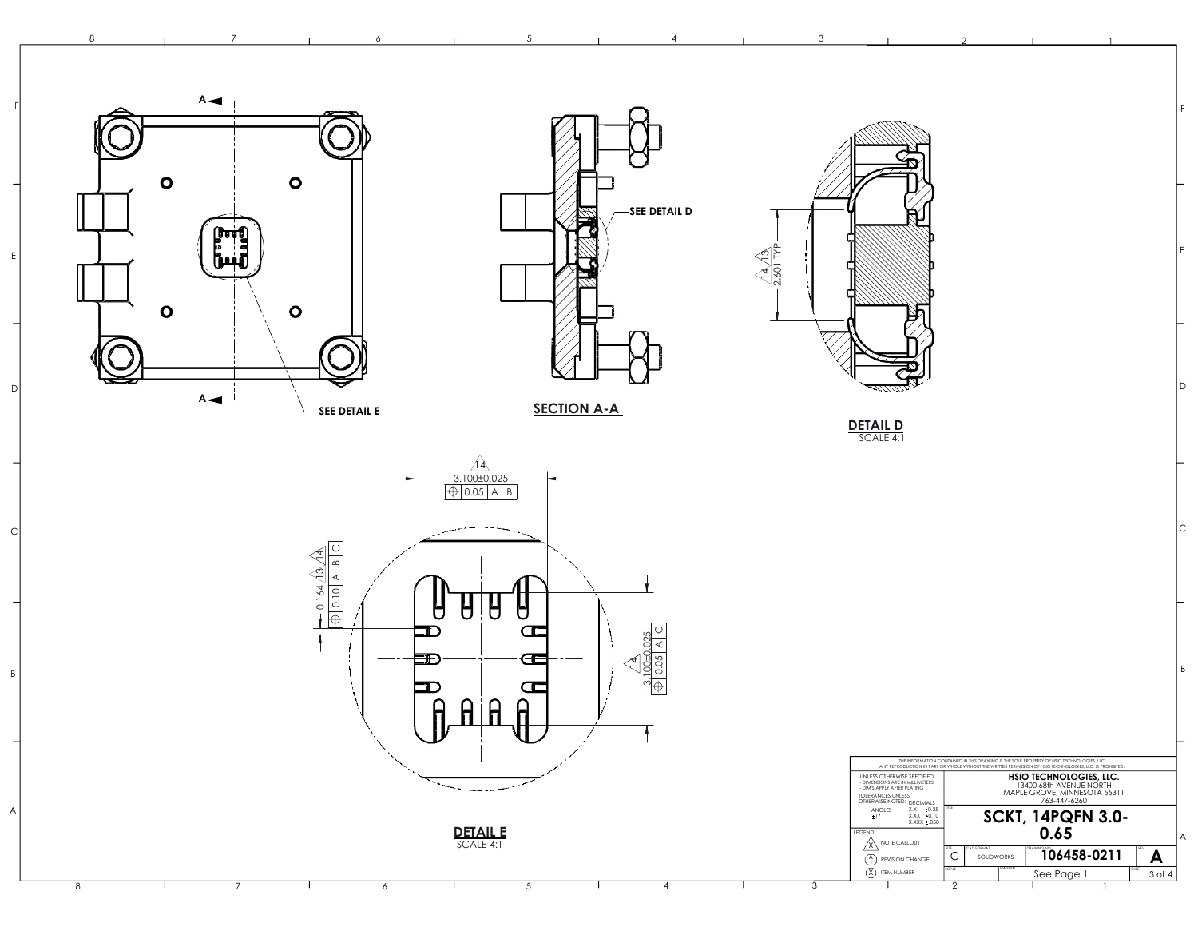A — A

SEE DETAIL E

SEE DETAIL D

## SECTION A-A

14 13 2.601 TYP

## DETAIL D
SCALE 4:1

14
3.100±0.025
| ⌖ | 0.05 | A | B |

0.164 13 14
| ⌖ | 0.10 | A | B | C |

14
3.100±0.025
| ⌖ | 0.05 | A | C |

## DETAIL E
SCALE 4:1

THE INFORMATION CONTAINED IN THIS DRAWING IS THE SOLE PROPERTY OF HSIO TECHNOLOGIES, LLC. ANY REPRODUCTION IN PART OR WHOLE WITHOUT THE WRITTEN PERMISSION OF HSIO TECHNOLOGIES, LLC. IS PROHIBITED.

UNLESS OTHERWISE SPECIFIED
- DIMENSIONS ARE IN MILLIMETERS
- DIM'S APPLY AFTER PLATING

TOLERANCES UNLESS OTHERWISE NOTED:

| ANGLES | DECIMALS | |
|---|---|---|
| ±1° | X.X | ±0.25 |
| | X.XX | ±0.10 |
| | X.XXX | ±.050 |

LEGEND:
- X NOTE CALLOUT
- X REVISION CHANGE
- X ITEM NUMBER

**HSIO TECHNOLOGIES, LLC.**
13400 68th AVENUE NORTH
MAPLE GROVE, MINNESOTA 55311
763-447-6260

TITLE: **SCKT, 14PQFN 3.0-0.65**

| SIZE | CAD FORMAT | DRAWING NO. | REV. |
|---|---|---|---|
| C | SOLIDWORKS | 106458-0211 | A |

| SCALE | MATERIAL | SHEET |
|---|---|---|
| | See Page 1 | 3 of 4 |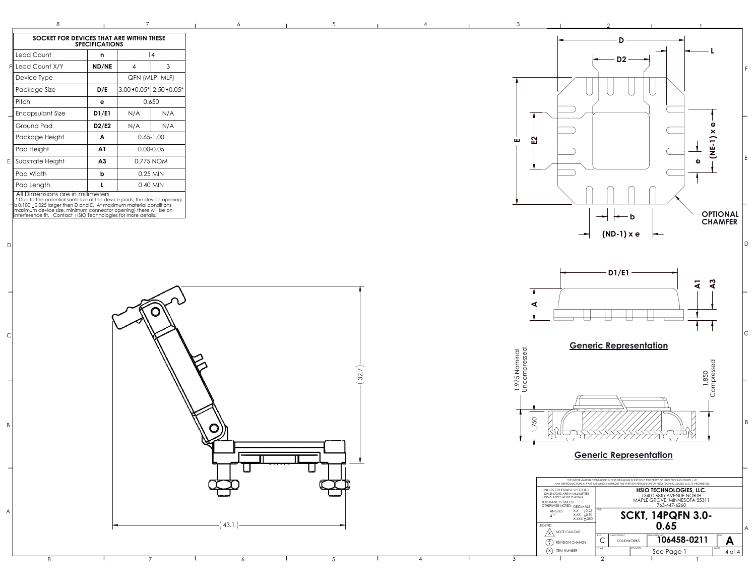| SOCKET FOR DEVICES THAT ARE WITHIN THESE SPECIFICATIONS | | | |
|---|---|---|---|
| Lead Count | n | 14 | |
| Lead Count X/Y | ND/NE | 4 | 3 |
| Device Type | | QFN (MLP, MLF) | |
| Package Size | D/E | 3.00±0.05* | 2.50±0.05* |
| Pitch | e | 0.650 | |
| Encapsulant Size | D1/E1 | N/A | N/A |
| Ground Pad | D2/E2 | N/A | N/A |
| Package Height | A | 0.65-1.00 | |
| Pad Height | A1 | 0.00-0.05 | |
| Substrate Height | A3 | 0.775 NOM | |
| Pad Width | b | 0.25 MIN | |
| Pad Length | L | 0.40 MIN | |

All Dimensions are in millimeters
* Due to the potential samll size of the device pads, the device opening is 0.100 ±0.025 larger then D and E. At maximum material conditions maximum device size, minimum connector opening) there will be an interference fit. Contact HSIO Technologies for more details.

D
D2
L
E
E2
(NE-1) x e
e
b
(ND-1) x e
OPTIONAL CHAMFER

D1/E1
A
A1
A3

Generic Representation

1.975 Nominal Uncompressed
1.750
1.850 Compressed

Generic Representation

(32.7)
(43.1)

THE INFORMATION CONTAINED IN THIS DRAWING IS THE SOLE PROPERTY OF HSIO TECHNOLOGIES, LLC. ANY REPRODUCTION IN PART OR WHOLE WITHOUT THE WRITTEN PERMISSION OF HSIO TECHNOLOGIES, LLC. IS PROHIBITED.

UNLESS OTHERWISE SPECIFIED
- DIMENSIONS ARE IN MILLIMETERS
- DIM'S APPLY AFTER PLATING

TOLERANCES UNLESS OTHERWISE NOTED: DECIMALS
ANGLES ±1° X.X ±0.25 X.XX ±0.10 X.XXX ±.050

LEGEND:
X NOTE CALLOUT
A REVISION CHANGE
X ITEM NUMBER

**HSIO TECHNOLOGIES, LLC.**
13400 68th AVENUE NORTH
MAPLE GROVE, MINNESOTA 55311
763-447-6260

TITLE: **SCKT, 14PQFN 3.0-0.65**

SIZE: C
CAD FORMAT: SOLIDWORKS
DRAWING NO.: 106458-0211
REV.: A
SCALE: See Page 1
SHEET: 4 of 4